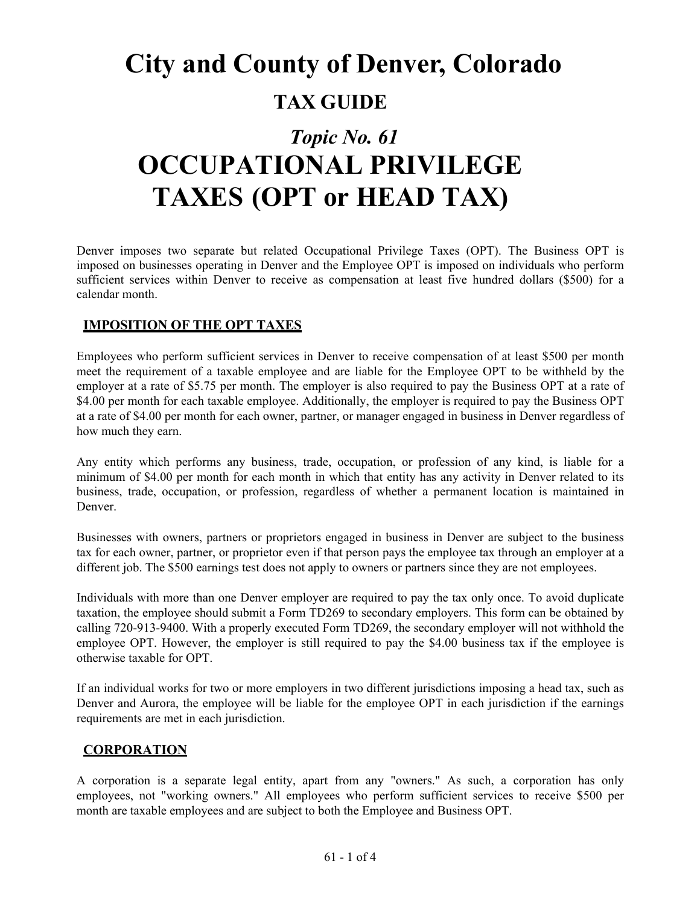# City and County of Denver, Colorado

## TAX GUIDE

## *Topic No. 61*

# OCCUPATIONAL PRIVILEGE TAXES (OPT or HEAD TAX)

Denver imposes two separate but related Occupational Privilege Taxes (OPT). The Business OPT is imposed on businesses operating in Denver and the Employee OPT is imposed on individuals who perform sufficient services within Denver to receive as compensation at least five hundred dollars ($500) for a calendar month.

### IMPOSITION OF THE OPT TAXES

Employees who perform sufficient services in Denver to receive compensation of at least $500 per month meet the requirement of a taxable employee and are liable for the Employee OPT to be withheld by the employer at a rate of $5.75 per month. The employer is also required to pay the Business OPT at a rate of $4.00 per month for each taxable employee. Additionally, the employer is required to pay the Business OPT at a rate of $4.00 per month for each owner, partner, or manager engaged in business in Denver regardless of how much they earn.

Any entity which performs any business, trade, occupation, or profession of any kind, is liable for a minimum of $4.00 per month for each month in which that entity has any activity in Denver related to its business, trade, occupation, or profession, regardless of whether a permanent location is maintained in Denver.

Businesses with owners, partners or proprietors engaged in business in Denver are subject to the business tax for each owner, partner, or proprietor even if that person pays the employee tax through an employer at a different job. The $500 earnings test does not apply to owners or partners since they are not employees.

Individuals with more than one Denver employer are required to pay the tax only once. To avoid duplicate taxation, the employee should submit a Form TD269 to secondary employers. This form can be obtained by calling 720-913-9400. With a properly executed Form TD269, the secondary employer will not withhold the employee OPT. However, the employer is still required to pay the $4.00 business tax if the employee is otherwise taxable for OPT.

If an individual works for two or more employers in two different jurisdictions imposing a head tax, such as Denver and Aurora, the employee will be liable for the employee OPT in each jurisdiction if the earnings requirements are met in each jurisdiction.

### CORPORATION

A corporation is a separate legal entity, apart from any "owners." As such, a corporation has only employees, not "working owners." All employees who perform sufficient services to receive $500 per month are taxable employees and are subject to both the Employee and Business OPT.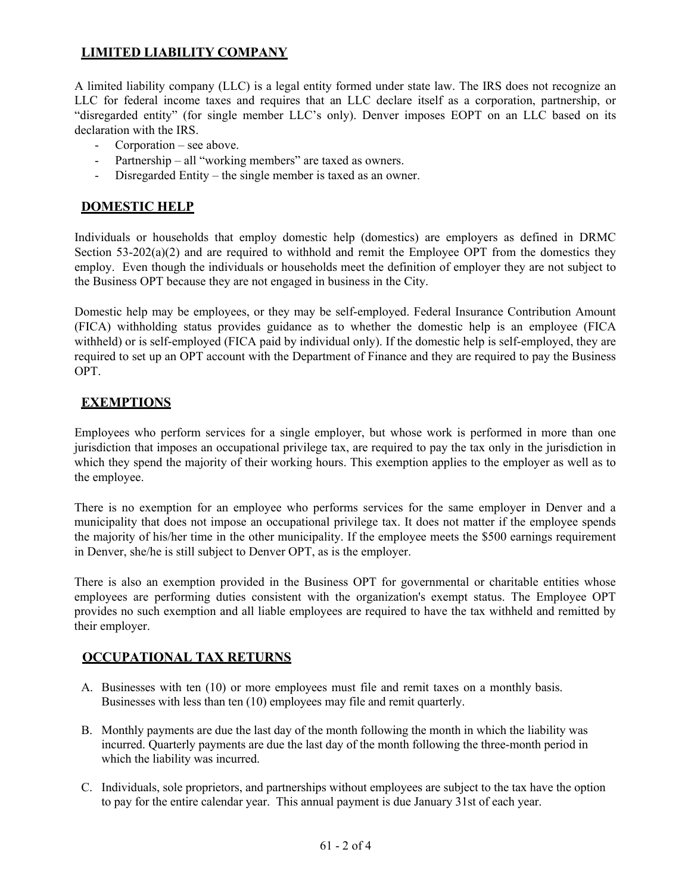## LIMITED LIABILITY COMPANY

A limited liability company (LLC) is a legal entity formed under state law. The IRS does not recognize an LLC for federal income taxes and requires that an LLC declare itself as a corporation, partnership, or "disregarded entity" (for single member LLC's only). Denver imposes EOPT on an LLC based on its declaration with the IRS.

- Corporation – see above.
- Partnership – all "working members" are taxed as owners.
- Disregarded Entity – the single member is taxed as an owner.

## DOMESTIC HELP

Individuals or households that employ domestic help (domestics) are employers as defined in DRMC Section 53-202(a)(2) and are required to withhold and remit the Employee OPT from the domestics they employ. Even though the individuals or households meet the definition of employer they are not subject to the Business OPT because they are not engaged in business in the City.

Domestic help may be employees, or they may be self-employed. Federal Insurance Contribution Amount (FICA) withholding status provides guidance as to whether the domestic help is an employee (FICA withheld) or is self-employed (FICA paid by individual only). If the domestic help is self-employed, they are required to set up an OPT account with the Department of Finance and they are required to pay the Business OPT.

## EXEMPTIONS

Employees who perform services for a single employer, but whose work is performed in more than one jurisdiction that imposes an occupational privilege tax, are required to pay the tax only in the jurisdiction in which they spend the majority of their working hours. This exemption applies to the employer as well as to the employee.

There is no exemption for an employee who performs services for the same employer in Denver and a municipality that does not impose an occupational privilege tax. It does not matter if the employee spends the majority of his/her time in the other municipality. If the employee meets the $500 earnings requirement in Denver, she/he is still subject to Denver OPT, as is the employer.

There is also an exemption provided in the Business OPT for governmental or charitable entities whose employees are performing duties consistent with the organization's exempt status. The Employee OPT provides no such exemption and all liable employees are required to have the tax withheld and remitted by their employer.

## OCCUPATIONAL TAX RETURNS

A. Businesses with ten (10) or more employees must file and remit taxes on a monthly basis. Businesses with less than ten (10) employees may file and remit quarterly.

B. Monthly payments are due the last day of the month following the month in which the liability was incurred. Quarterly payments are due the last day of the month following the three-month period in which the liability was incurred.

C. Individuals, sole proprietors, and partnerships without employees are subject to the tax have the option to pay for the entire calendar year. This annual payment is due January 31st of each year.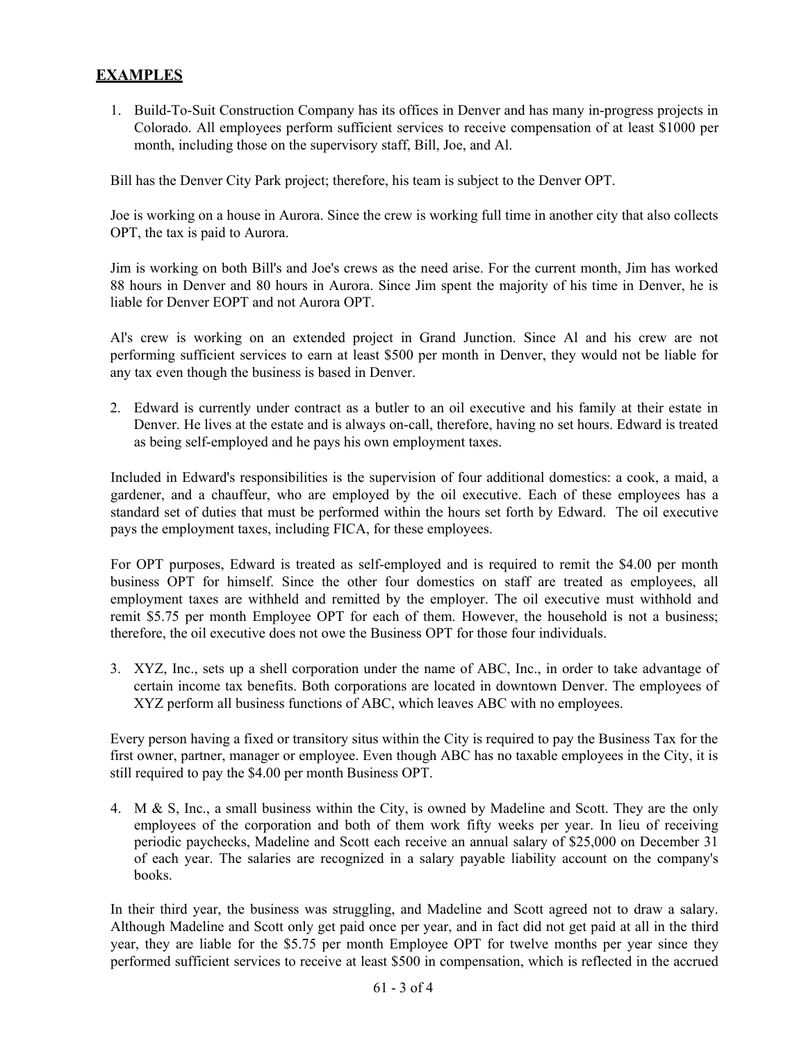## EXAMPLES

1. Build-To-Suit Construction Company has its offices in Denver and has many in-progress projects in Colorado. All employees perform sufficient services to receive compensation of at least $1000 per month, including those on the supervisory staff, Bill, Joe, and Al.

Bill has the Denver City Park project; therefore, his team is subject to the Denver OPT.

Joe is working on a house in Aurora. Since the crew is working full time in another city that also collects OPT, the tax is paid to Aurora.

Jim is working on both Bill's and Joe's crews as the need arise. For the current month, Jim has worked 88 hours in Denver and 80 hours in Aurora. Since Jim spent the majority of his time in Denver, he is liable for Denver EOPT and not Aurora OPT.

Al's crew is working on an extended project in Grand Junction. Since Al and his crew are not performing sufficient services to earn at least $500 per month in Denver, they would not be liable for any tax even though the business is based in Denver.

2. Edward is currently under contract as a butler to an oil executive and his family at their estate in Denver. He lives at the estate and is always on-call, therefore, having no set hours. Edward is treated as being self-employed and he pays his own employment taxes.

Included in Edward's responsibilities is the supervision of four additional domestics: a cook, a maid, a gardener, and a chauffeur, who are employed by the oil executive. Each of these employees has a standard set of duties that must be performed within the hours set forth by Edward. The oil executive pays the employment taxes, including FICA, for these employees.

For OPT purposes, Edward is treated as self-employed and is required to remit the $4.00 per month business OPT for himself. Since the other four domestics on staff are treated as employees, all employment taxes are withheld and remitted by the employer. The oil executive must withhold and remit $5.75 per month Employee OPT for each of them. However, the household is not a business; therefore, the oil executive does not owe the Business OPT for those four individuals.

3. XYZ, Inc., sets up a shell corporation under the name of ABC, Inc., in order to take advantage of certain income tax benefits. Both corporations are located in downtown Denver. The employees of XYZ perform all business functions of ABC, which leaves ABC with no employees.

Every person having a fixed or transitory situs within the City is required to pay the Business Tax for the first owner, partner, manager or employee. Even though ABC has no taxable employees in the City, it is still required to pay the $4.00 per month Business OPT.

4. M & S, Inc., a small business within the City, is owned by Madeline and Scott. They are the only employees of the corporation and both of them work fifty weeks per year. In lieu of receiving periodic paychecks, Madeline and Scott each receive an annual salary of $25,000 on December 31 of each year. The salaries are recognized in a salary payable liability account on the company's books.

In their third year, the business was struggling, and Madeline and Scott agreed not to draw a salary. Although Madeline and Scott only get paid once per year, and in fact did not get paid at all in the third year, they are liable for the $5.75 per month Employee OPT for twelve months per year since they performed sufficient services to receive at least $500 in compensation, which is reflected in the accrued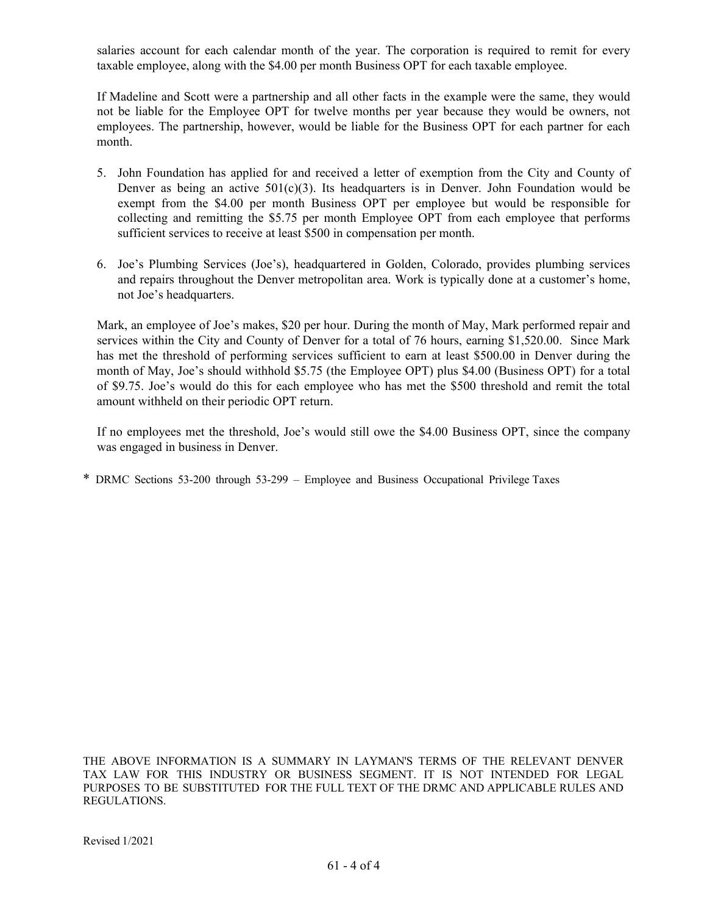salaries account for each calendar month of the year. The corporation is required to remit for every taxable employee, along with the $4.00 per month Business OPT for each taxable employee.

If Madeline and Scott were a partnership and all other facts in the example were the same, they would not be liable for the Employee OPT for twelve months per year because they would be owners, not employees. The partnership, however, would be liable for the Business OPT for each partner for each month.

5. John Foundation has applied for and received a letter of exemption from the City and County of Denver as being an active 501(c)(3). Its headquarters is in Denver. John Foundation would be exempt from the $4.00 per month Business OPT per employee but would be responsible for collecting and remitting the $5.75 per month Employee OPT from each employee that performs sufficient services to receive at least $500 in compensation per month.

6. Joe's Plumbing Services (Joe's), headquartered in Golden, Colorado, provides plumbing services and repairs throughout the Denver metropolitan area. Work is typically done at a customer's home, not Joe's headquarters.

Mark, an employee of Joe's makes, $20 per hour. During the month of May, Mark performed repair and services within the City and County of Denver for a total of 76 hours, earning $1,520.00. Since Mark has met the threshold of performing services sufficient to earn at least $500.00 in Denver during the month of May, Joe's should withhold $5.75 (the Employee OPT) plus $4.00 (Business OPT) for a total of $9.75. Joe's would do this for each employee who has met the $500 threshold and remit the total amount withheld on their periodic OPT return.

If no employees met the threshold, Joe's would still owe the $4.00 Business OPT, since the company was engaged in business in Denver.

\* DRMC Sections 53-200 through 53-299 – Employee and Business Occupational Privilege Taxes

THE ABOVE INFORMATION IS A SUMMARY IN LAYMAN'S TERMS OF THE RELEVANT DENVER TAX LAW FOR THIS INDUSTRY OR BUSINESS SEGMENT. IT IS NOT INTENDED FOR LEGAL PURPOSES TO BE SUBSTITUTED FOR THE FULL TEXT OF THE DRMC AND APPLICABLE RULES AND REGULATIONS.

Revised 1/2021